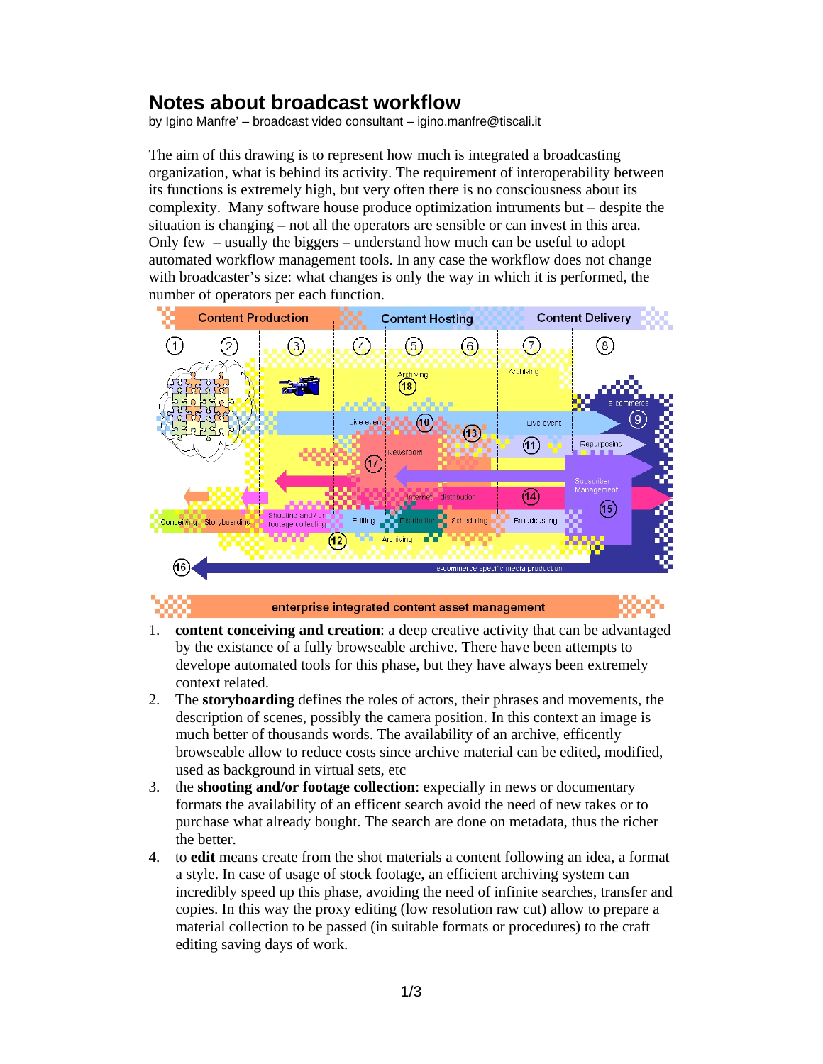# Notes about broadcast workflow

by Igino Manfre' – broadcast video consultant – igino.manfre@tiscali.it

The aim of this drawing is to represent how much is integrated a broadcasting organization, what is behind its activity. The requirement of interoperability between its functions is extremely high, but very often there is no consciousness about its complexity. Many software house produce optimization intruments but – despite the situation is changing – not all the operators are sensible or can invest in this area. Only few – usually the biggers – understand how much can be useful to adopt automated workflow management tools. In any case the workflow does not change with broadcaster's size: what changes is only the way in which it is performed, the number of operators per each function.

1. **content conceiving and creation**: a deep creative activity that can be advantaged by the existance of a fully browseable archive. There have been attempts to develope automated tools for this phase, but they have always been extremely context related.
2. The **storyboarding** defines the roles of actors, their phrases and movements, the description of scenes, possibly the camera position. In this context an image is much better of thousands words. The availability of an archive, efficently browseable allow to reduce costs since archive material can be edited, modified, used as background in virtual sets, etc
3. the **shooting and/or footage collection**: expecially in news or documentary formats the availability of an efficent search avoid the need of new takes or to purchase what already bought. The search are done on metadata, thus the richer the better.
4. to **edit** means create from the shot materials a content following an idea, a format a style. In case of usage of stock footage, an efficient archiving system can incredibly speed up this phase, avoiding the need of infinite searches, transfer and copies. In this way the proxy editing (low resolution raw cut) allow to prepare a material collection to be passed (in suitable formats or procedures) to the craft editing saving days of work.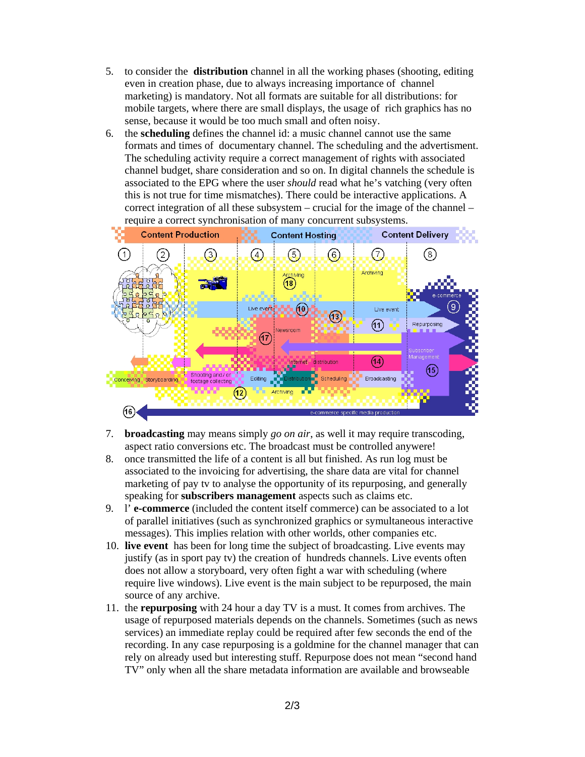5. to consider the **distribution** channel in all the working phases (shooting, editing even in creation phase, due to always increasing importance of channel marketing) is mandatory. Not all formats are suitable for all distributions: for mobile targets, where there are small displays, the usage of rich graphics has no sense, because it would be too much small and often noisy.
6. the **scheduling** defines the channel id: a music channel cannot use the same formats and times of documentary channel. The scheduling and the advertisment. The scheduling activity require a correct management of rights with associated channel budget, share consideration and so on. In digital channels the schedule is associated to the EPG where the user *should* read what he's vatching (very often this is not true for time mismatches). There could be interactive applications. A correct integration of all these subsystem – crucial for the image of the channel – require a correct synchronisation of many concurrent subsystems.

7. **broadcasting** may means simply *go on air*, as well it may require transcoding, aspect ratio conversions etc. The broadcast must be controlled anywere!
8. once transmitted the life of a content is all but finished. As run log must be associated to the invoicing for advertising, the share data are vital for channel marketing of pay tv to analyse the opportunity of its repurposing, and generally speaking for **subscribers management** aspects such as claims etc.
9. l' **e-commerce** (included the content itself commerce) can be associated to a lot of parallel initiatives (such as synchronized graphics or symultaneous interactive messages). This implies relation with other worlds, other companies etc.
10. **live event** has been for long time the subject of broadcasting. Live events may justify (as in sport pay tv) the creation of hundreds channels. Live events often does not allow a storyboard, very often fight a war with scheduling (where require live windows). Live event is the main subject to be repurposed, the main source of any archive.
11. the **repurposing** with 24 hour a day TV is a must. It comes from archives. The usage of repurposed materials depends on the channels. Sometimes (such as news services) an immediate replay could be required after few seconds the end of the recording. In any case repurposing is a goldmine for the channel manager that can rely on already used but interesting stuff. Repurpose does not mean "second hand TV" only when all the share metadata information are available and browseable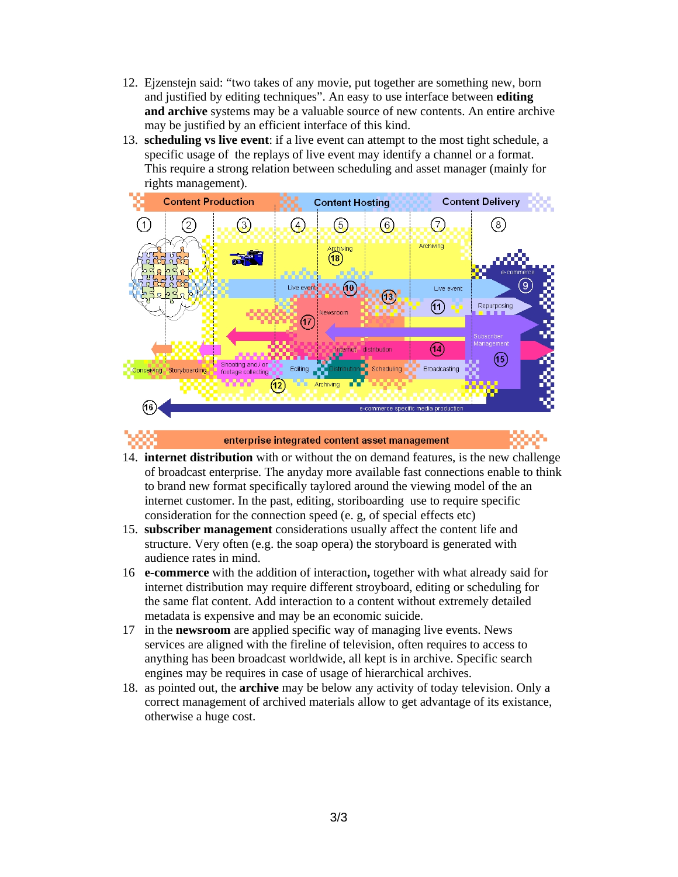12. Ejzenstejn said: “two takes of any movie, put together are something new, born and justified by editing techniques”. An easy to use interface between **editing and archive** systems may be a valuable source of new contents. An entire archive may be justified by an efficient interface of this kind.
13. **scheduling vs live event**: if a live event can attempt to the most tight schedule, a specific usage of the replays of live event may identify a channel or a format. This require a strong relation between scheduling and asset manager (mainly for rights management).

Content Production
Content Hosting
Content Delivery
1 2 3 4 5 6 7 8
Archiving 18
Archiving
e-commerce 9
Live event 10
13
Live event
11 Repurposing
Newsroom
17
Subscriber Management
Internet distribution 14
15
Conceiving Storyboarding Shooting and / or footage collecting Editing Distribution Scheduling Broadcasting
12 Archiving
16 e-commerce specific media production

enterprise integrated content asset management

14. **internet distribution** with or without the on demand features, is the new challenge of broadcast enterprise. The anyday more available fast connections enable to think to brand new format specifically taylored around the viewing model of the an internet customer. In the past, editing, storiboarding use to require specific consideration for the connection speed (e. g, of special effects etc)
15. **subscriber management** considerations usually affect the content life and structure. Very often (e.g. the soap opera) the storyboard is generated with audience rates in mind.
16. **e-commerce** with the addition of interaction**,** together with what already said for internet distribution may require different stroyboard, editing or scheduling for the same flat content. Add interaction to a content without extremely detailed metadata is expensive and may be an economic suicide.
17. in the **newsroom** are applied specific way of managing live events. News services are aligned with the fireline of television, often requires to access to anything has been broadcast worldwide, all kept is in archive. Specific search engines may be requires in case of usage of hierarchical archives.
18. as pointed out, the **archive** may be below any activity of today television. Only a correct management of archived materials allow to get advantage of its existance, otherwise a huge cost.